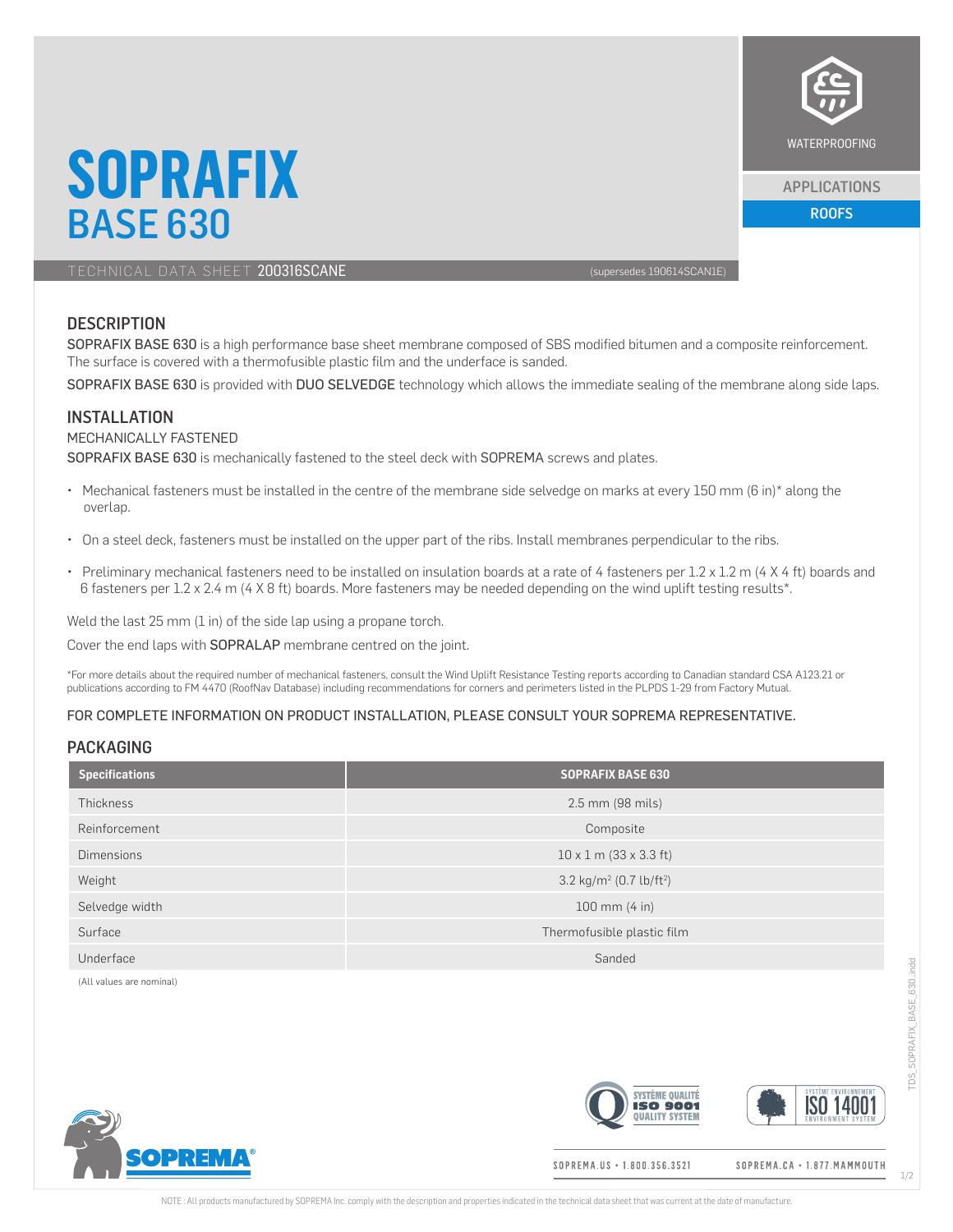# SOPRAFIX BASE 630

WATERPROOFING

APPLICATIONS

ROOFS

TECHNICAL DATA SHEET 200316SCANE (supersedes 190614SCAN1E)

## DESCRIPTION

SOPRAFIX BASE 630 is a high performance base sheet membrane composed of SBS modified bitumen and a composite reinforcement. The surface is covered with a thermofusible plastic film and the underface is sanded.

SOPRAFIX BASE 630 is provided with DUO SELVEDGE technology which allows the immediate sealing of the membrane along side laps.

## INSTALLATION

MECHANICALLY FASTENED

SOPRAFIX BASE 630 is mechanically fastened to the steel deck with SOPREMA screws and plates.

- Mechanical fasteners must be installed in the centre of the membrane side selvedge on marks at every 150 mm (6 in)* along the overlap.
- On a steel deck, fasteners must be installed on the upper part of the ribs. Install membranes perpendicular to the ribs.
- Preliminary mechanical fasteners need to be installed on insulation boards at a rate of 4 fasteners per 1.2 x 1.2 m (4 X 4 ft) boards and 6 fasteners per 1.2 x 2.4 m (4 X 8 ft) boards. More fasteners may be needed depending on the wind uplift testing results*.

Weld the last 25 mm (1 in) of the side lap using a propane torch.

Cover the end laps with SOPRALAP membrane centred on the joint.

*For more details about the required number of mechanical fasteners, consult the Wind Uplift Resistance Testing reports according to Canadian standard CSA A123.21 or publications according to FM 4470 (RoofNav Database) including recommendations for corners and perimeters listed in the PLPDS 1-29 from Factory Mutual.

FOR COMPLETE INFORMATION ON PRODUCT INSTALLATION, PLEASE CONSULT YOUR SOPREMA REPRESENTATIVE.

## PACKAGING

| Specifications | SOPRAFIX BASE 630 |
|---|---|
| Thickness | 2.5 mm (98 mils) |
| Reinforcement | Composite |
| Dimensions | 10 x 1 m (33 x 3.3 ft) |
| Weight | 3.2 kg/m$^2$ (0.7 lb/ft$^2$) |
| Selvedge width | 100 mm (4 in) |
| Surface | Thermofusible plastic film |
| Underface | Sanded |

(All values are nominal)

SOPREMA.US • 1.800.356.3521 SOPREMA.CA • 1.877.MAMMOUTH

NOTE : All products manufactured by SOPREMA Inc. comply with the description and properties indicated in the technical data sheet that was current at the date of manufacture.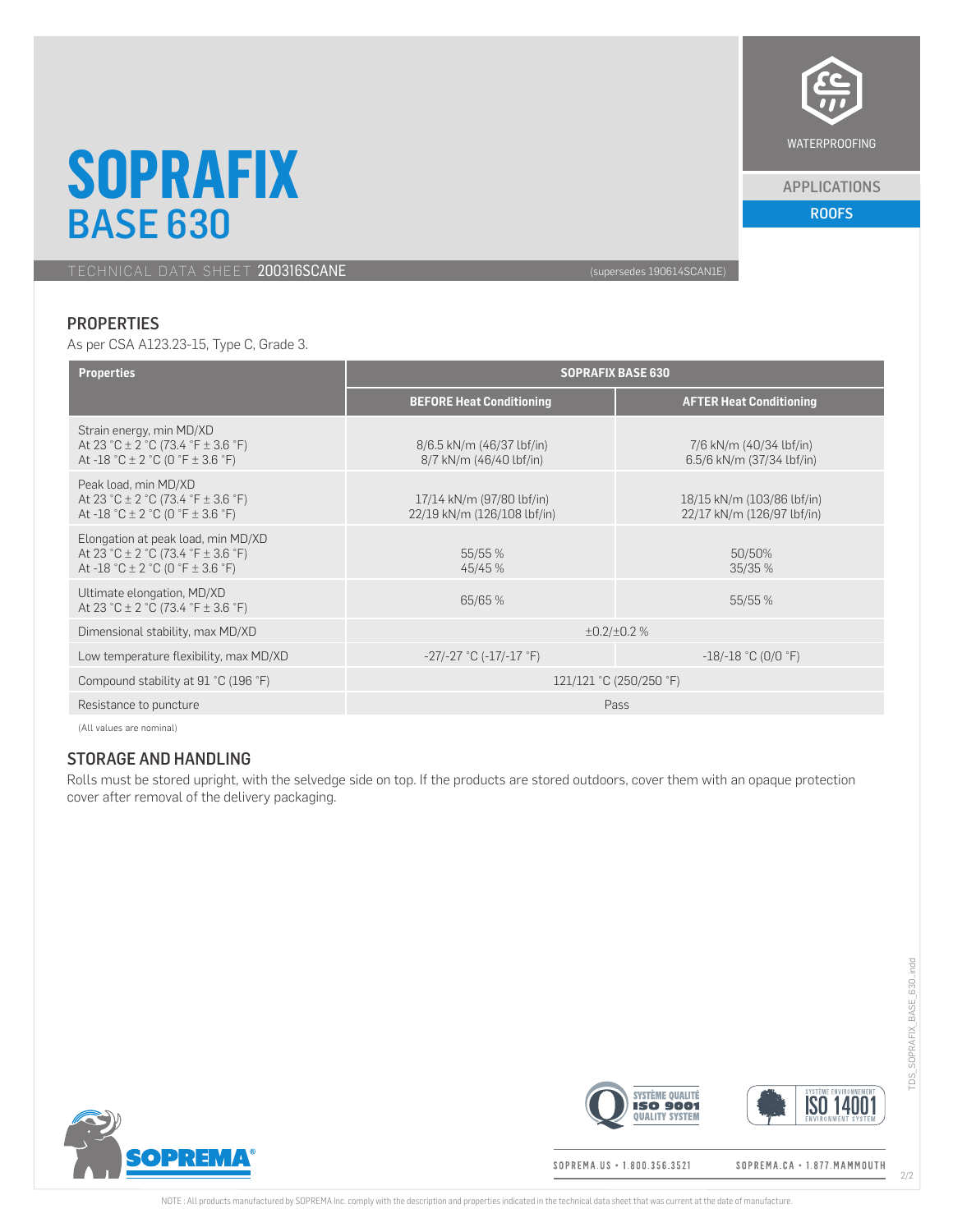# SOPRAFIX
## BASE 630

WATERPROOFING

APPLICATIONS

ROOFS

TECHNICAL DATA SHEET **200316SCANE** (supersedes 190614SCAN1E)

## PROPERTIES

As per CSA A123.23-15, Type C, Grade 3.

| Properties | SOPRAFIX BASE 630 | |
|---|---|---|
| | **BEFORE Heat Conditioning** | **AFTER Heat Conditioning** |
| Strain energy, min MD/XD<br>At 23 °C ± 2 °C (73.4 °F ± 3.6 °F)<br>At -18 °C ± 2 °C (0 °F ± 3.6 °F) | 8/6.5 kN/m (46/37 lbf/in)<br>8/7 kN/m (46/40 lbf/in) | 7/6 kN/m (40/34 lbf/in)<br>6.5/6 kN/m (37/34 lbf/in) |
| Peak load, min MD/XD<br>At 23 °C ± 2 °C (73.4 °F ± 3.6 °F)<br>At -18 °C ± 2 °C (0 °F ± 3.6 °F) | 17/14 kN/m (97/80 lbf/in)<br>22/19 kN/m (126/108 lbf/in) | 18/15 kN/m (103/86 lbf/in)<br>22/17 kN/m (126/97 lbf/in) |
| Elongation at peak load, min MD/XD<br>At 23 °C ± 2 °C (73.4 °F ± 3.6 °F)<br>At -18 °C ± 2 °C (0 °F ± 3.6 °F) | 55/55 %<br>45/45 % | 50/50%<br>35/35 % |
| Ultimate elongation, MD/XD<br>At 23 °C ± 2 °C (73.4 °F ± 3.6 °F) | 65/65 % | 55/55 % |
| Dimensional stability, max MD/XD | ±0.2/±0.2 % | |
| Low temperature flexibility, max MD/XD | -27/-27 °C (-17/-17 °F) | -18/-18 °C (0/0 °F) |
| Compound stability at 91 °C (196 °F) | 121/121 °C (250/250 °F) | |
| Resistance to puncture | Pass | |

(All values are nominal)

## STORAGE AND HANDLING

Rolls must be stored upright, with the selvedge side on top. If the products are stored outdoors, cover them with an opaque protection cover after removal of the delivery packaging.

SOPREMA.US • 1.800.356.3521    SOPREMA.CA • 1.877.MAMMOUTH

NOTE : All products manufactured by SOPREMA Inc. comply with the description and properties indicated in the technical data sheet that was current at the date of manufacture.